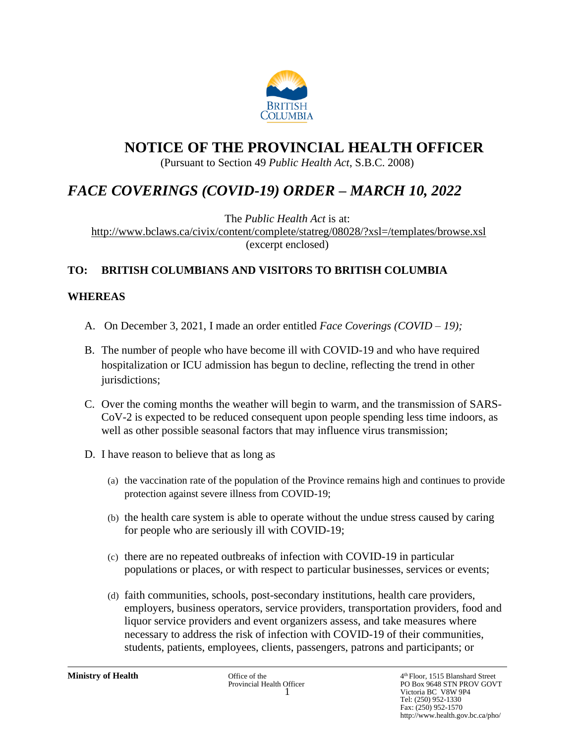# NOTICE OF THE PROVINCIAL HEALTH OFFICER

(Pursuant to Section 49 *Public Health Act*, S.B.C. 2008)

## *FACE COVERINGS (COVID-19) ORDER – MARCH 10, 2022*

The *Public Health Act* is at:
http://www.bclaws.ca/civix/content/complete/statreg/08028/?xsl=/templates/browse.xsl
(excerpt enclosed)

**TO: BRITISH COLUMBIANS AND VISITORS TO BRITISH COLUMBIA**

**WHEREAS**

A. On December 3, 2021, I made an order entitled *Face Coverings (COVID – 19);*

B. The number of people who have become ill with COVID-19 and who have required hospitalization or ICU admission has begun to decline, reflecting the trend in other jurisdictions;

C. Over the coming months the weather will begin to warm, and the transmission of SARS-CoV-2 is expected to be reduced consequent upon people spending less time indoors, as well as other possible seasonal factors that may influence virus transmission;

D. I have reason to believe that as long as

(a) the vaccination rate of the population of the Province remains high and continues to provide protection against severe illness from COVID-19;

(b) the health care system is able to operate without the undue stress caused by caring for people who are seriously ill with COVID-19;

(c) there are no repeated outbreaks of infection with COVID-19 in particular populations or places, or with respect to particular businesses, services or events;

(d) faith communities, schools, post-secondary institutions, health care providers, employers, business operators, service providers, transportation providers, food and liquor service providers and event organizers assess, and take measures where necessary to address the risk of infection with COVID-19 of their communities, students, patients, employees, clients, passengers, patrons and participants; or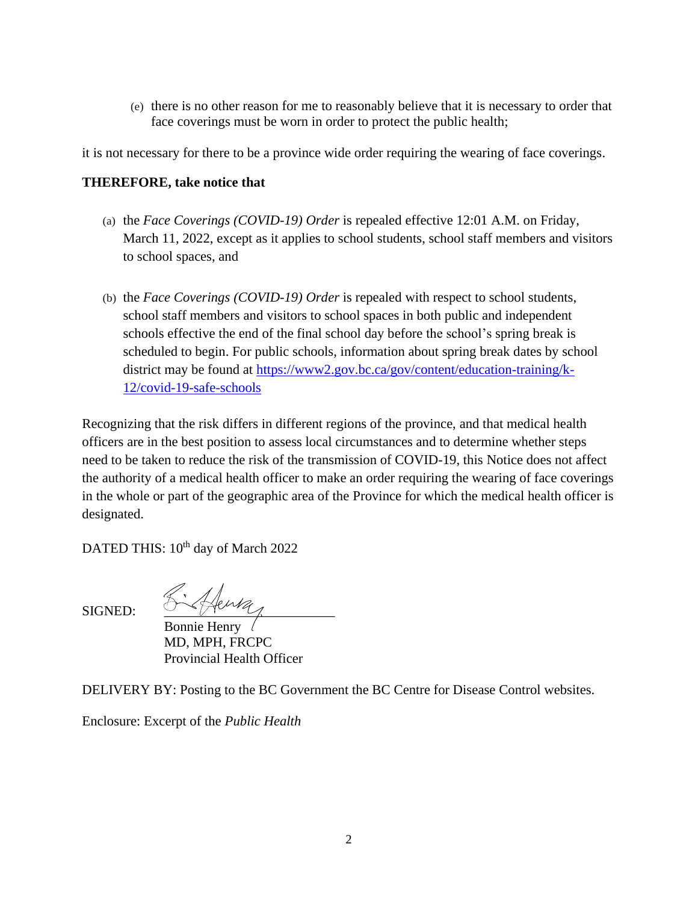(e) there is no other reason for me to reasonably believe that it is necessary to order that face coverings must be worn in order to protect the public health;

it is not necessary for there to be a province wide order requiring the wearing of face coverings.

**THEREFORE, take notice that**

(a) the *Face Coverings (COVID-19) Order* is repealed effective 12:01 A.M. on Friday, March 11, 2022, except as it applies to school students, school staff members and visitors to school spaces, and

(b) the *Face Coverings (COVID-19) Order* is repealed with respect to school students, school staff members and visitors to school spaces in both public and independent schools effective the end of the final school day before the school's spring break is scheduled to begin. For public schools, information about spring break dates by school district may be found at [https://www2.gov.bc.ca/gov/content/education-training/k-12/covid-19-safe-schools](https://www2.gov.bc.ca/gov/content/education-training/k-12/covid-19-safe-schools)

Recognizing that the risk differs in different regions of the province, and that medical health officers are in the best position to assess local circumstances and to determine whether steps need to be taken to reduce the risk of the transmission of COVID-19, this Notice does not affect the authority of a medical health officer to make an order requiring the wearing of face coverings in the whole or part of the geographic area of the Province for which the medical health officer is designated.

DATED THIS: 10th day of March 2022

SIGNED:

Bonnie Henry
MD, MPH, FRCPC
Provincial Health Officer

DELIVERY BY: Posting to the BC Government the BC Centre for Disease Control websites.

Enclosure: Excerpt of the *Public Health*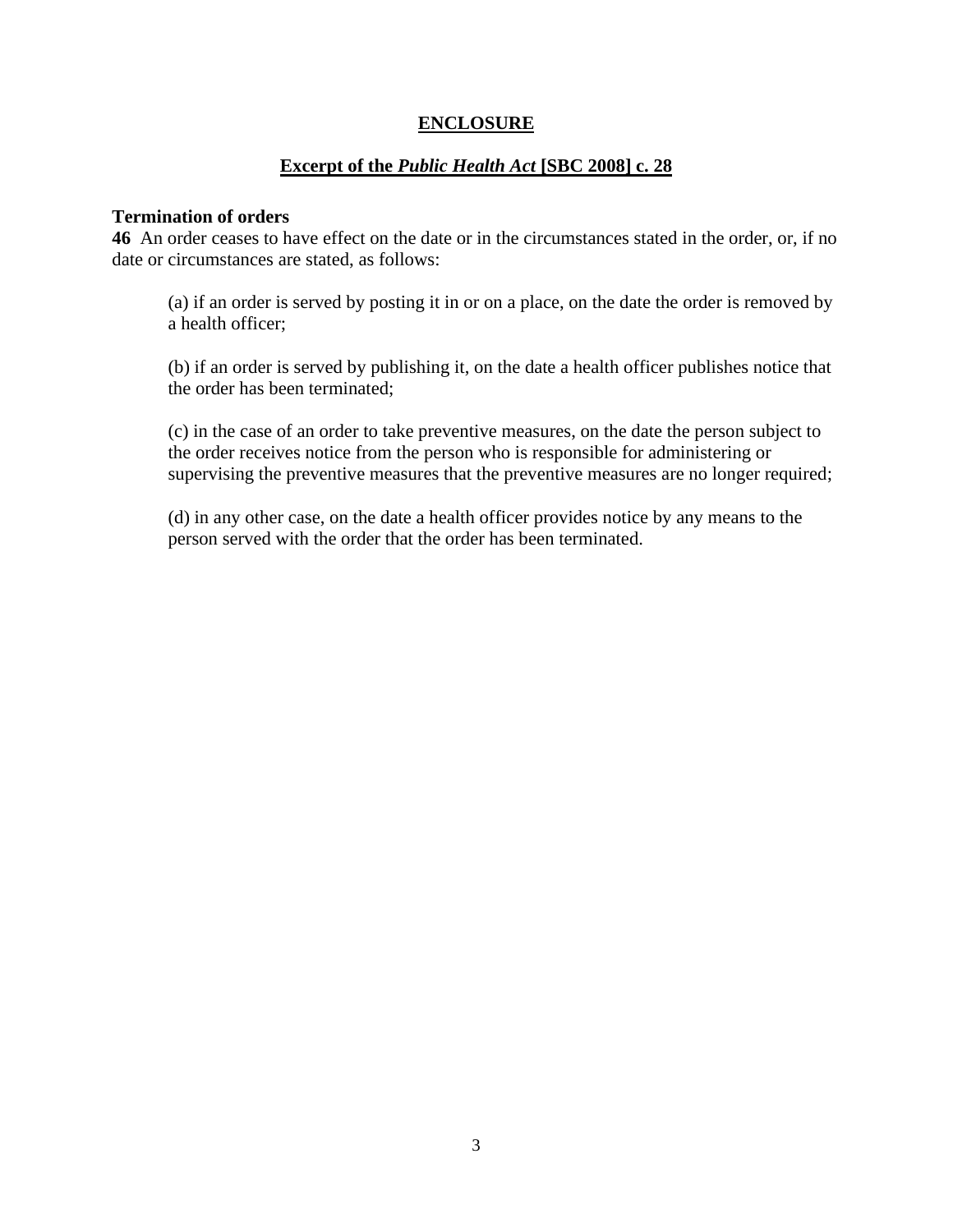## ENCLOSURE

### Excerpt of the *Public Health Act* [SBC 2008] c. 28

**Termination of orders**

**46** An order ceases to have effect on the date or in the circumstances stated in the order, or, if no date or circumstances are stated, as follows:

(a) if an order is served by posting it in or on a place, on the date the order is removed by a health officer;

(b) if an order is served by publishing it, on the date a health officer publishes notice that the order has been terminated;

(c) in the case of an order to take preventive measures, on the date the person subject to the order receives notice from the person who is responsible for administering or supervising the preventive measures that the preventive measures are no longer required;

(d) in any other case, on the date a health officer provides notice by any means to the person served with the order that the order has been terminated.